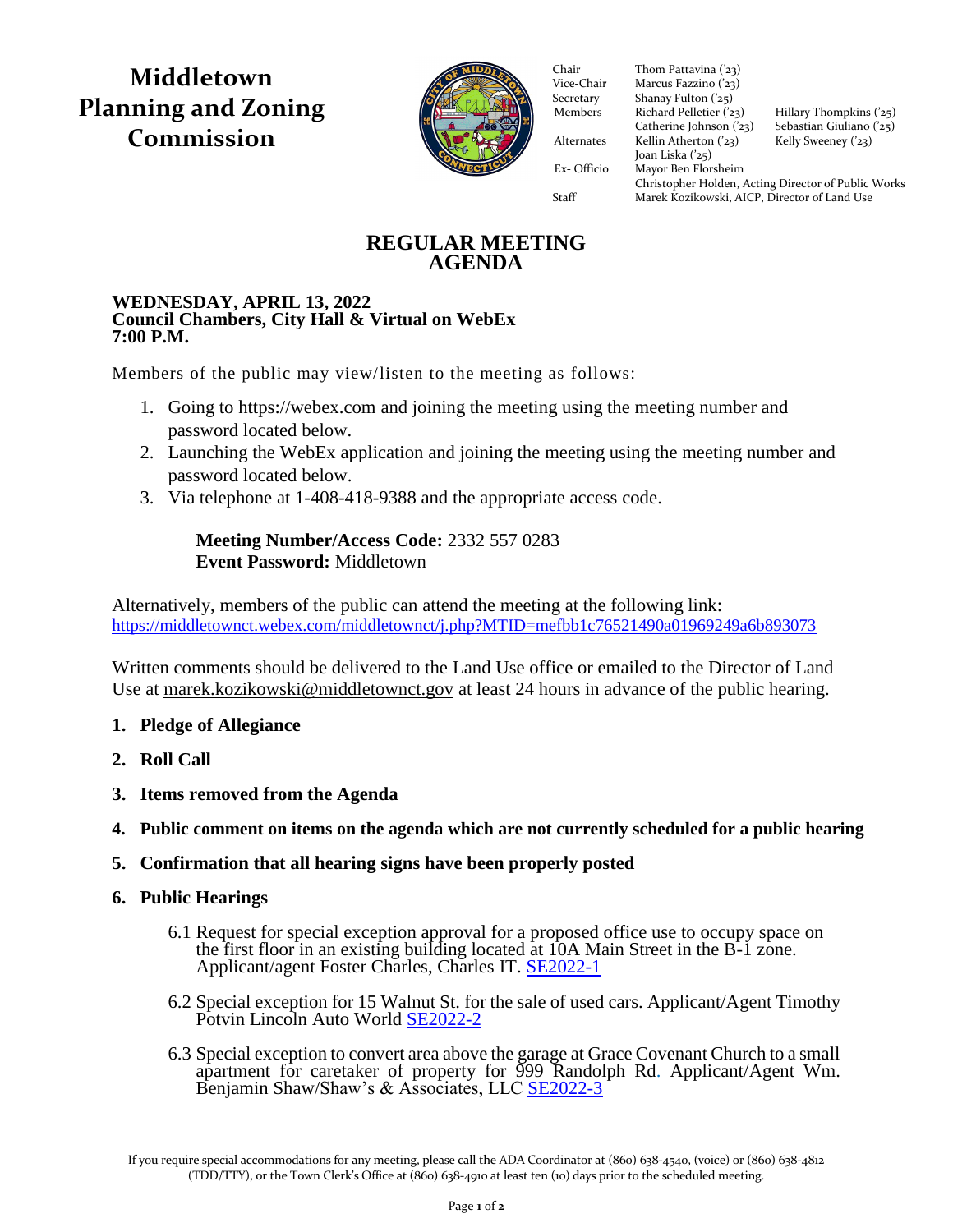# Middletown Planning and Zoning Commission

| | | |
|---|---|---|
| Chair | Thom Pattavina ('23) | |
| Vice-Chair | Marcus Fazzino ('23) | |
| Secretary | Shanay Fulton ('25) | |
| Members | Richard Pelletier ('23) | Hillary Thompkins ('25) |
| | Catherine Johnson ('23) | Sebastian Giuliano ('25) |
| Alternates | Kellin Atherton ('23) | Kelly Sweeney ('23) |
| | Joan Liska ('25) | |
| Ex- Officio | Mayor Ben Florsheim | |
| | Christopher Holden, Acting Director of Public Works | |
| Staff | Marek Kozikowski, AICP, Director of Land Use | |

## REGULAR MEETING AGENDA

**WEDNESDAY, APRIL 13, 2022**
**Council Chambers, City Hall & Virtual on WebEx**
**7:00 P.M.**

Members of the public may view/listen to the meeting as follows:

1. Going to https://webex.com and joining the meeting using the meeting number and password located below.
2. Launching the WebEx application and joining the meeting using the meeting number and password located below.
3. Via telephone at 1-408-418-9388 and the appropriate access code.

> **Meeting Number/Access Code:** 2332 557 0283
> **Event Password:** Middletown

Alternatively, members of the public can attend the meeting at the following link:
https://middletownct.webex.com/middletownct/j.php?MTID=mefbb1c76521490a01969249a6b893073

Written comments should be delivered to the Land Use office or emailed to the Director of Land Use at marek.kozikowski@middletownct.gov at least 24 hours in advance of the public hearing.

1. **Pledge of Allegiance**
2. **Roll Call**
3. **Items removed from the Agenda**
4. **Public comment on items on the agenda which are not currently scheduled for a public hearing**
5. **Confirmation that all hearing signs have been properly posted**
6. **Public Hearings**

   6.1 Request for special exception approval for a proposed office use to occupy space on the first floor in an existing building located at 10A Main Street in the B-1 zone. Applicant/agent Foster Charles, Charles IT. SE2022-1

   6.2 Special exception for 15 Walnut St. for the sale of used cars. Applicant/Agent Timothy Potvin Lincoln Auto World SE2022-2

   6.3 Special exception to convert area above the garage at Grace Covenant Church to a small apartment for caretaker of property for 999 Randolph Rd. Applicant/Agent Wm. Benjamin Shaw/Shaw's & Associates, LLC SE2022-3

If you require special accommodations for any meeting, please call the ADA Coordinator at (860) 638-4540, (voice) or (860) 638-4812 (TDD/TTY), or the Town Clerk's Office at (860) 638-4910 at least ten (10) days prior to the scheduled meeting.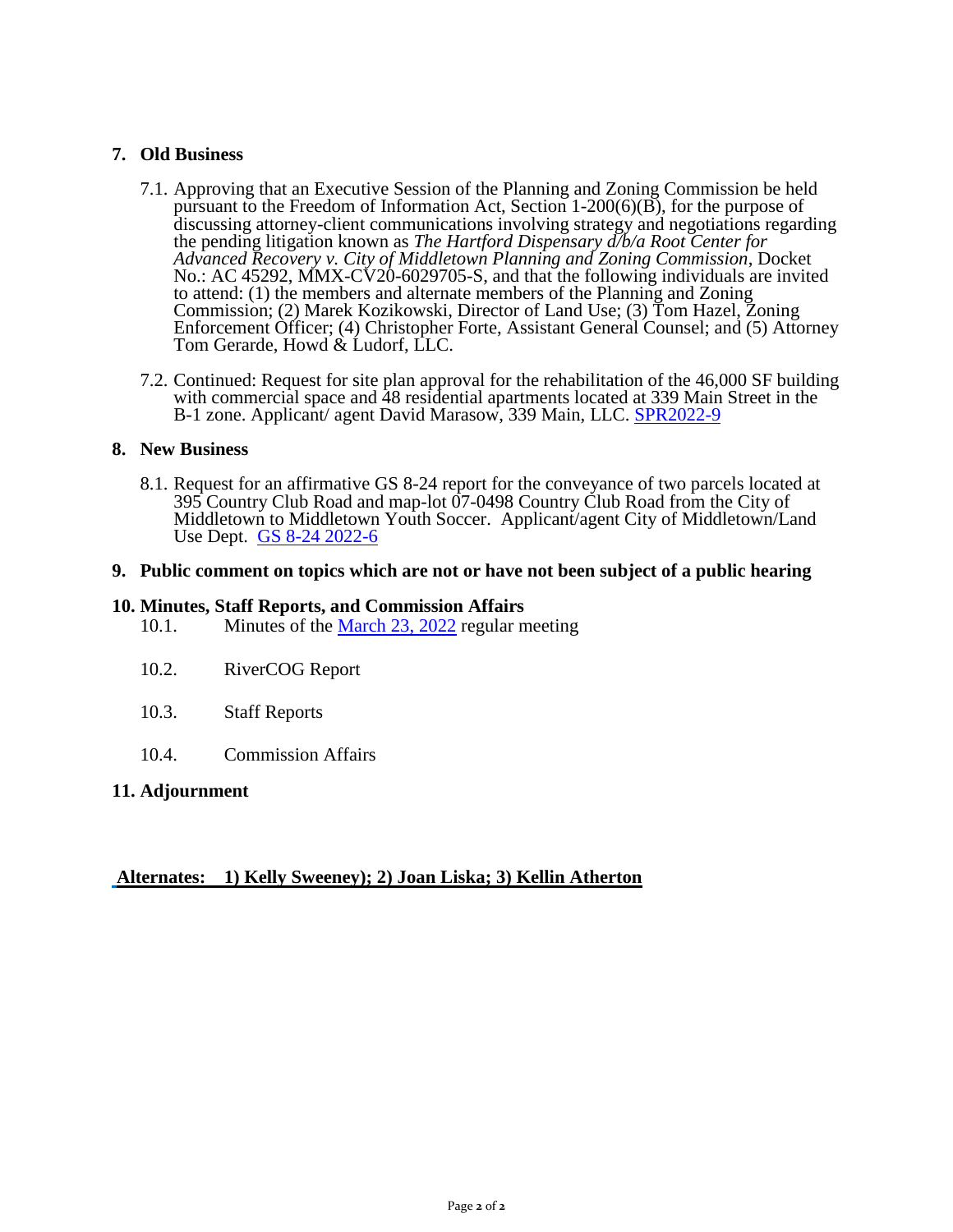**7. Old Business**

7.1. Approving that an Executive Session of the Planning and Zoning Commission be held pursuant to the Freedom of Information Act, Section 1-200(6)(B), for the purpose of discussing attorney-client communications involving strategy and negotiations regarding the pending litigation known as *The Hartford Dispensary d/b/a Root Center for Advanced Recovery v. City of Middletown Planning and Zoning Commission*, Docket No.: AC 45292, MMX-CV20-6029705-S, and that the following individuals are invited to attend: (1) the members and alternate members of the Planning and Zoning Commission; (2) Marek Kozikowski, Director of Land Use; (3) Tom Hazel, Zoning Enforcement Officer; (4) Christopher Forte, Assistant General Counsel; and (5) Attorney Tom Gerarde, Howd & Ludorf, LLC.

7.2. Continued: Request for site plan approval for the rehabilitation of the 46,000 SF building with commercial space and 48 residential apartments located at 339 Main Street in the B-1 zone. Applicant/ agent David Marasow, 339 Main, LLC. SPR2022-9

**8. New Business**

8.1. Request for an affirmative GS 8-24 report for the conveyance of two parcels located at 395 Country Club Road and map-lot 07-0498 Country Club Road from the City of Middletown to Middletown Youth Soccer. Applicant/agent City of Middletown/Land Use Dept. GS 8-24 2022-6

**9. Public comment on topics which are not or have not been subject of a public hearing**

**10. Minutes, Staff Reports, and Commission Affairs**

10.1. Minutes of the March 23, 2022 regular meeting

10.2. RiverCOG Report

10.3. Staff Reports

10.4. Commission Affairs

**11. Adjournment**

**Alternates: 1) Kelly Sweeney); 2) Joan Liska; 3) Kellin Atherton**